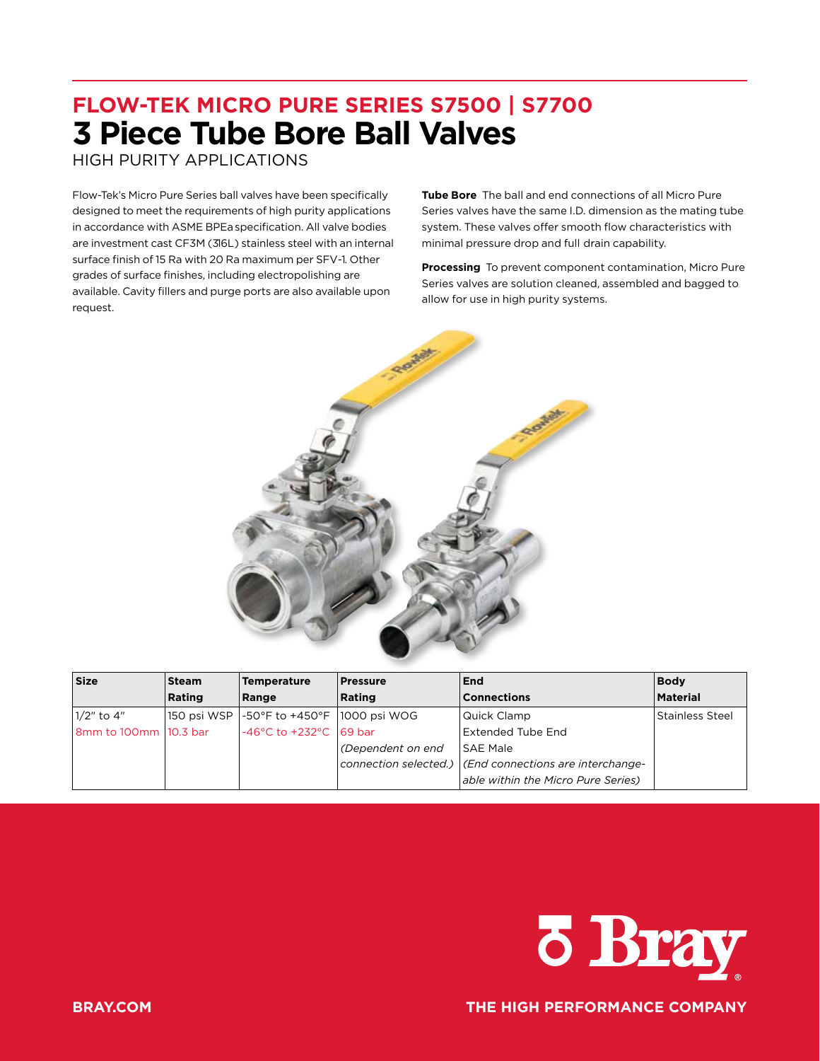# FLOW-TEK MICRO PURE SERIES S7500 | S7700

# 3 Piece Tube Bore Ball Valves

HIGH PURITY APPLICATIONS

Flow-Tek's Micro Pure Series ball valves have been specifically designed to meet the requirements of high purity applications in accordance with ASME BPEa specification. All valve bodies are investment cast CF3M (316L) stainless steel with an internal surface finish of 15 Ra with 20 Ra maximum per SFV-1. Other grades of surface finishes, including electropolishing are available. Cavity fillers and purge ports are also available upon request.

**Tube Bore** The ball and end connections of all Micro Pure Series valves have the same I.D. dimension as the mating tube system. These valves offer smooth flow characteristics with minimal pressure drop and full drain capability.

**Processing** To prevent component contamination, Micro Pure Series valves are solution cleaned, assembled and bagged to allow for use in high purity systems.

| Size | Steam Rating | Temperature Range | Pressure Rating | End Connections | Body Material |
|---|---|---|---|---|---|
| 1/2" to 4" | 150 psi WSP | -50°F to +450°F | 1000 psi WOG | Quick Clamp | Stainless Steel |
| 8mm to 100mm | 10.3 bar | -46°C to +232°C | 69 bar | Extended Tube End | |
| | | | *(Dependent on end connection selected.)* | SAE Male | |
| | | | | *(End connections are interchange-able within the Micro Pure Series)* | |

BRAY.COM

THE HIGH PERFORMANCE COMPANY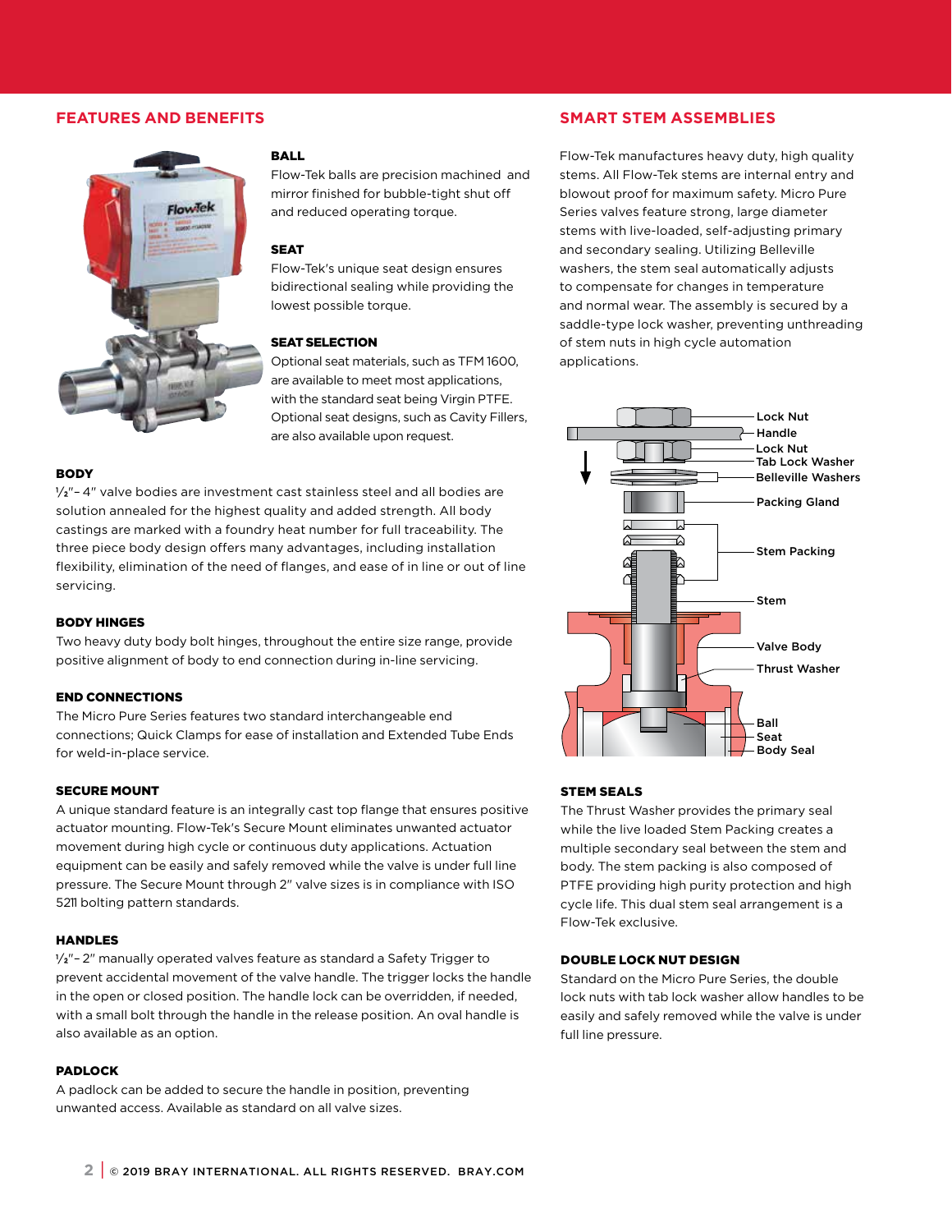## FEATURES AND BENEFITS

**BALL**

Flow-Tek balls are precision machined and mirror finished for bubble-tight shut off and reduced operating torque.

**SEAT**

Flow-Tek's unique seat design ensures bidirectional sealing while providing the lowest possible torque.

**SEAT SELECTION**

Optional seat materials, such as TFM 1600, are available to meet most applications, with the standard seat being Virgin PTFE. Optional seat designs, such as Cavity Fillers, are also available upon request.

**BODY**

½"– 4" valve bodies are investment cast stainless steel and all bodies are solution annealed for the highest quality and added strength. All body castings are marked with a foundry heat number for full traceability. The three piece body design offers many advantages, including installation flexibility, elimination of the need of flanges, and ease of in line or out of line servicing.

**BODY HINGES**

Two heavy duty body bolt hinges, throughout the entire size range, provide positive alignment of body to end connection during in-line servicing.

**END CONNECTIONS**

The Micro Pure Series features two standard interchangeable end connections; Quick Clamps for ease of installation and Extended Tube Ends for weld-in-place service.

**SECURE MOUNT**

A unique standard feature is an integrally cast top flange that ensures positive actuator mounting. Flow-Tek's Secure Mount eliminates unwanted actuator movement during high cycle or continuous duty applications. Actuation equipment can be easily and safely removed while the valve is under full line pressure. The Secure Mount through 2" valve sizes is in compliance with ISO 5211 bolting pattern standards.

**HANDLES**

½"– 2" manually operated valves feature as standard a Safety Trigger to prevent accidental movement of the valve handle. The trigger locks the handle in the open or closed position. The handle lock can be overridden, if needed, with a small bolt through the handle in the release position. An oval handle is also available as an option.

**PADLOCK**

A padlock can be added to secure the handle in position, preventing unwanted access. Available as standard on all valve sizes.

## SMART STEM ASSEMBLIES

Flow-Tek manufactures heavy duty, high quality stems. All Flow-Tek stems are internal entry and blowout proof for maximum safety. Micro Pure Series valves feature strong, large diameter stems with live-loaded, self-adjusting primary and secondary sealing. Utilizing Belleville washers, the stem seal automatically adjusts to compensate for changes in temperature and normal wear. The assembly is secured by a saddle-type lock washer, preventing unthreading of stem nuts in high cycle automation applications.

Lock Nut
Handle
Lock Nut
Tab Lock Washer
Belleville Washers
Packing Gland
Stem Packing
Stem
Valve Body
Thrust Washer
Ball
Seat
Body Seal

**STEM SEALS**

The Thrust Washer provides the primary seal while the live loaded Stem Packing creates a multiple secondary seal between the stem and body. The stem packing is also composed of PTFE providing high purity protection and high cycle life. This dual stem seal arrangement is a Flow-Tek exclusive.

**DOUBLE LOCK NUT DESIGN**

Standard on the Micro Pure Series, the double lock nuts with tab lock washer allow handles to be easily and safely removed while the valve is under full line pressure.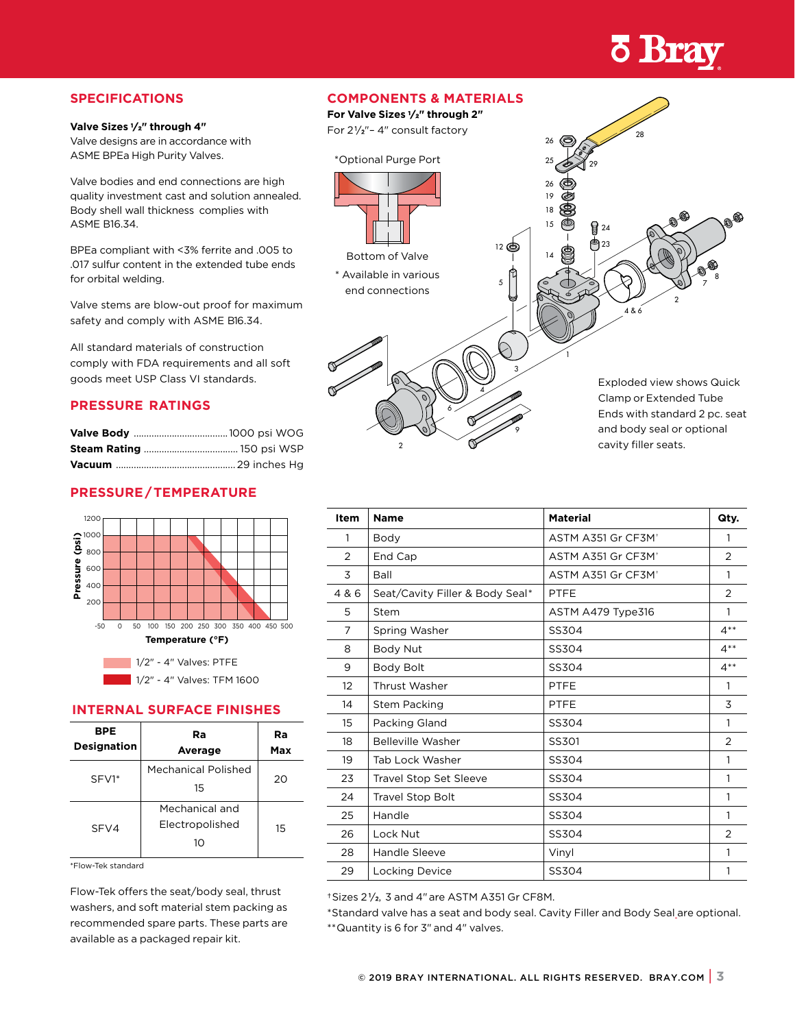## SPECIFICATIONS

**Valve Sizes ½" through 4"**
Valve designs are in accordance with ASME BPEa High Purity Valves.

Valve bodies and end connections are high quality investment cast and solution annealed. Body shell wall thickness complies with ASME B16.34.

BPEa compliant with <3% ferrite and .005 to .017 sulfur content in the extended tube ends for orbital welding.

Valve stems are blow-out proof for maximum safety and comply with ASME B16.34.

All standard materials of construction comply with FDA requirements and all soft goods meet USP Class VI standards.

## PRESSURE RATINGS

**Valve Body** ..................................... 1000 psi WOG
**Steam Rating** ..................................... 150 psi WSP
**Vacuum** ............................................... 29 inches Hg

## PRESSURE/TEMPERATURE

1/2" - 4" Valves: PTFE
1/2" - 4" Valves: TFM 1600

## INTERNAL SURFACE FINISHES

| BPE Designation | Ra Average | Ra Max |
|---|---|---|
| SFV1* | Mechanical Polished 15 | 20 |
| SFV4 | Mechanical and Electropolished 10 | 15 |

*Flow-Tek standard

Flow-Tek offers the seat/body seal, thrust washers, and soft material stem packing as recommended spare parts. These parts are available as a packaged repair kit.

## COMPONENTS & MATERIALS

**For Valve Sizes ½" through 2"**
For 2½"- 4" consult factory

*Optional Purge Port

Bottom of Valve

* Available in various end connections

Exploded view shows Quick Clamp or Extended Tube Ends with standard 2 pc. seat and body seal or optional cavity filler seats.

| Item | Name | Material | Qty. |
|---|---|---|---|
| 1 | Body | ASTM A351 Gr CF3M† | 1 |
| 2 | End Cap | ASTM A351 Gr CF3M† | 2 |
| 3 | Ball | ASTM A351 Gr CF3M† | 1 |
| 4 & 6 | Seat/Cavity Filler & Body Seal* | PTFE | 2 |
| 5 | Stem | ASTM A479 Type316 | 1 |
| 7 | Spring Washer | SS304 | 4** |
| 8 | Body Nut | SS304 | 4** |
| 9 | Body Bolt | SS304 | 4** |
| 12 | Thrust Washer | PTFE | 1 |
| 14 | Stem Packing | PTFE | 3 |
| 15 | Packing Gland | SS304 | 1 |
| 18 | Belleville Washer | SS301 | 2 |
| 19 | Tab Lock Washer | SS304 | 1 |
| 23 | Travel Stop Set Sleeve | SS304 | 1 |
| 24 | Travel Stop Bolt | SS304 | 1 |
| 25 | Handle | SS304 | 1 |
| 26 | Lock Nut | SS304 | 2 |
| 28 | Handle Sleeve | Vinyl | 1 |
| 29 | Locking Device | SS304 | 1 |

†Sizes 2½, 3 and 4" are ASTM A351 Gr CF8M.
*Standard valve has a seat and body seal. Cavity Filler and Body Seal are optional.
**Quantity is 6 for 3" and 4" valves.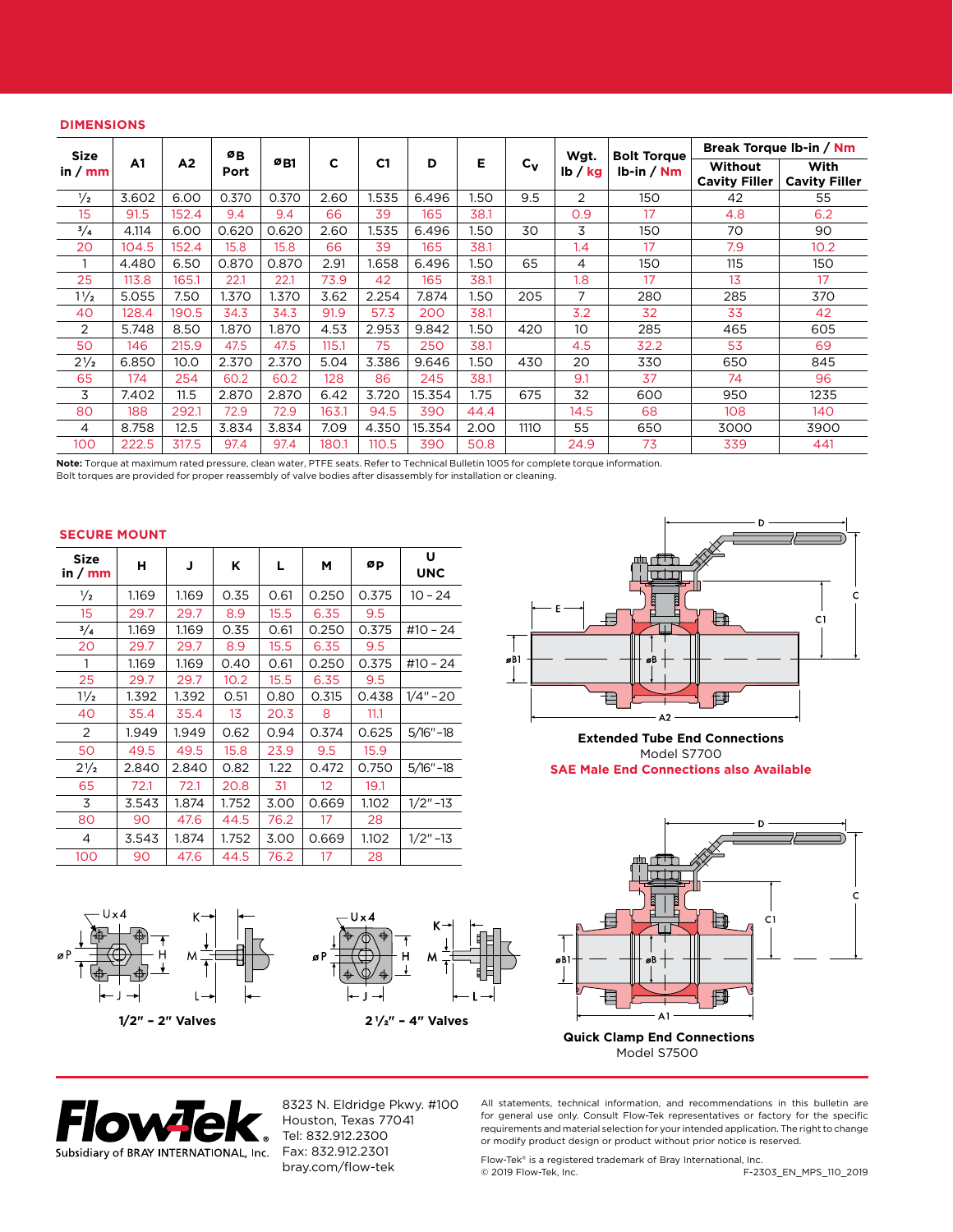## DIMENSIONS

| Size in / mm | A1 | A2 | ØB Port | ØB1 | C | C1 | D | E | $C_V$ | Wgt. lb / kg | Bolt Torque lb-in / Nm | Break Torque lb-in / Nm | |
|---|---|---|---|---|---|---|---|---|---|---|---|---|---|
| | | | | | | | | | | | | Without Cavity Filler | With Cavity Filler |
| ½ | 3.602 | 6.00 | 0.370 | 0.370 | 2.60 | 1.535 | 6.496 | 1.50 | 9.5 | 2 | 150 | 42 | 55 |
| 15 | 91.5 | 152.4 | 9.4 | 9.4 | 66 | 39 | 165 | 38.1 | | 0.9 | 17 | 4.8 | 6.2 |
| ¾ | 4.114 | 6.00 | 0.620 | 0.620 | 2.60 | 1.535 | 6.496 | 1.50 | 30 | 3 | 150 | 70 | 90 |
| 20 | 104.5 | 152.4 | 15.8 | 15.8 | 66 | 39 | 165 | 38.1 | | 1.4 | 17 | 7.9 | 10.2 |
| 1 | 4.480 | 6.50 | 0.870 | 0.870 | 2.91 | 1.658 | 6.496 | 1.50 | 65 | 4 | 150 | 115 | 150 |
| 25 | 113.8 | 165.1 | 22.1 | 22.1 | 73.9 | 42 | 165 | 38.1 | | 1.8 | 17 | 13 | 17 |
| 1½ | 5.055 | 7.50 | 1.370 | 1.370 | 3.62 | 2.254 | 7.874 | 1.50 | 205 | 7 | 280 | 285 | 370 |
| 40 | 128.4 | 190.5 | 34.3 | 34.3 | 91.9 | 57.3 | 200 | 38.1 | | 3.2 | 32 | 33 | 42 |
| 2 | 5.748 | 8.50 | 1.870 | 1.870 | 4.53 | 2.953 | 9.842 | 1.50 | 420 | 10 | 285 | 465 | 605 |
| 50 | 146 | 215.9 | 47.5 | 47.5 | 115.1 | 75 | 250 | 38.1 | | 4.5 | 32.2 | 53 | 69 |
| 2½ | 6.850 | 10.0 | 2.370 | 2.370 | 5.04 | 3.386 | 9.646 | 1.50 | 430 | 20 | 330 | 650 | 845 |
| 65 | 174 | 254 | 60.2 | 60.2 | 128 | 86 | 245 | 38.1 | | 9.1 | 37 | 74 | 96 |
| 3 | 7.402 | 11.5 | 2.870 | 2.870 | 6.42 | 3.720 | 15.354 | 1.75 | 675 | 32 | 600 | 950 | 1235 |
| 80 | 188 | 292.1 | 72.9 | 72.9 | 163.1 | 94.5 | 390 | 44.4 | | 14.5 | 68 | 108 | 140 |
| 4 | 8.758 | 12.5 | 3.834 | 3.834 | 7.09 | 4.350 | 15.354 | 2.00 | 1110 | 55 | 650 | 3000 | 3900 |
| 100 | 222.5 | 317.5 | 97.4 | 97.4 | 180.1 | 110.5 | 390 | 50.8 | | 24.9 | 73 | 339 | 441 |

**Note:** Torque at maximum rated pressure, clean water, PTFE seats. Refer to Technical Bulletin 1005 for complete torque information.
Bolt torques are provided for proper reassembly of valve bodies after disassembly for installation or cleaning.

## SECURE MOUNT

| Size in / mm | H | J | K | L | M | ØP | U UNC |
|---|---|---|---|---|---|---|---|
| ½ | 1.169 | 1.169 | 0.35 | 0.61 | 0.250 | 0.375 | 10 - 24 |
| 15 | 29.7 | 29.7 | 8.9 | 15.5 | 6.35 | 9.5 | |
| ¾ | 1.169 | 1.169 | 0.35 | 0.61 | 0.250 | 0.375 | #10 - 24 |
| 20 | 29.7 | 29.7 | 8.9 | 15.5 | 6.35 | 9.5 | |
| 1 | 1.169 | 1.169 | 0.40 | 0.61 | 0.250 | 0.375 | #10 - 24 |
| 25 | 29.7 | 29.7 | 10.2 | 15.5 | 6.35 | 9.5 | |
| 1½ | 1.392 | 1.392 | 0.51 | 0.80 | 0.315 | 0.438 | 1/4" - 20 |
| 40 | 35.4 | 35.4 | 13 | 20.3 | 8 | 11.1 | |
| 2 | 1.949 | 1.949 | 0.62 | 0.94 | 0.374 | 0.625 | 5/16" - 18 |
| 50 | 49.5 | 49.5 | 15.8 | 23.9 | 9.5 | 15.9 | |
| 2½ | 2.840 | 2.840 | 0.82 | 1.22 | 0.472 | 0.750 | 5/16" - 18 |
| 65 | 72.1 | 72.1 | 20.8 | 31 | 12 | 19.1 | |
| 3 | 3.543 | 1.874 | 1.752 | 3.00 | 0.669 | 1.102 | 1/2" - 13 |
| 80 | 90 | 47.6 | 44.5 | 76.2 | 17 | 28 | |
| 4 | 3.543 | 1.874 | 1.752 | 3.00 | 0.669 | 1.102 | 1/2" - 13 |
| 100 | 90 | 47.6 | 44.5 | 76.2 | 17 | 28 | |

1/2" – 2" Valves

2½" – 4" Valves

**Extended Tube End Connections**
Model S7700
**SAE Male End Connections also Available**

**Quick Clamp End Connections**
Model S7500

Flow-Tek
Subsidiary of BRAY INTERNATIONAL, Inc.

8323 N. Eldridge Pkwy. #100
Houston, Texas 77041
Tel: 832.912.2300
Fax: 832.912.2301
bray.com/flow-tek

All statements, technical information, and recommendations in this bulletin are for general use only. Consult Flow-Tek representatives or factory for the specific requirements and material selection for your intended application. The right to change or modify product design or product without prior notice is reserved.

Flow-Tek® is a registered trademark of Bray International, Inc.
© 2019 Flow-Tek, Inc. F-2303_EN_MPS_110_2019